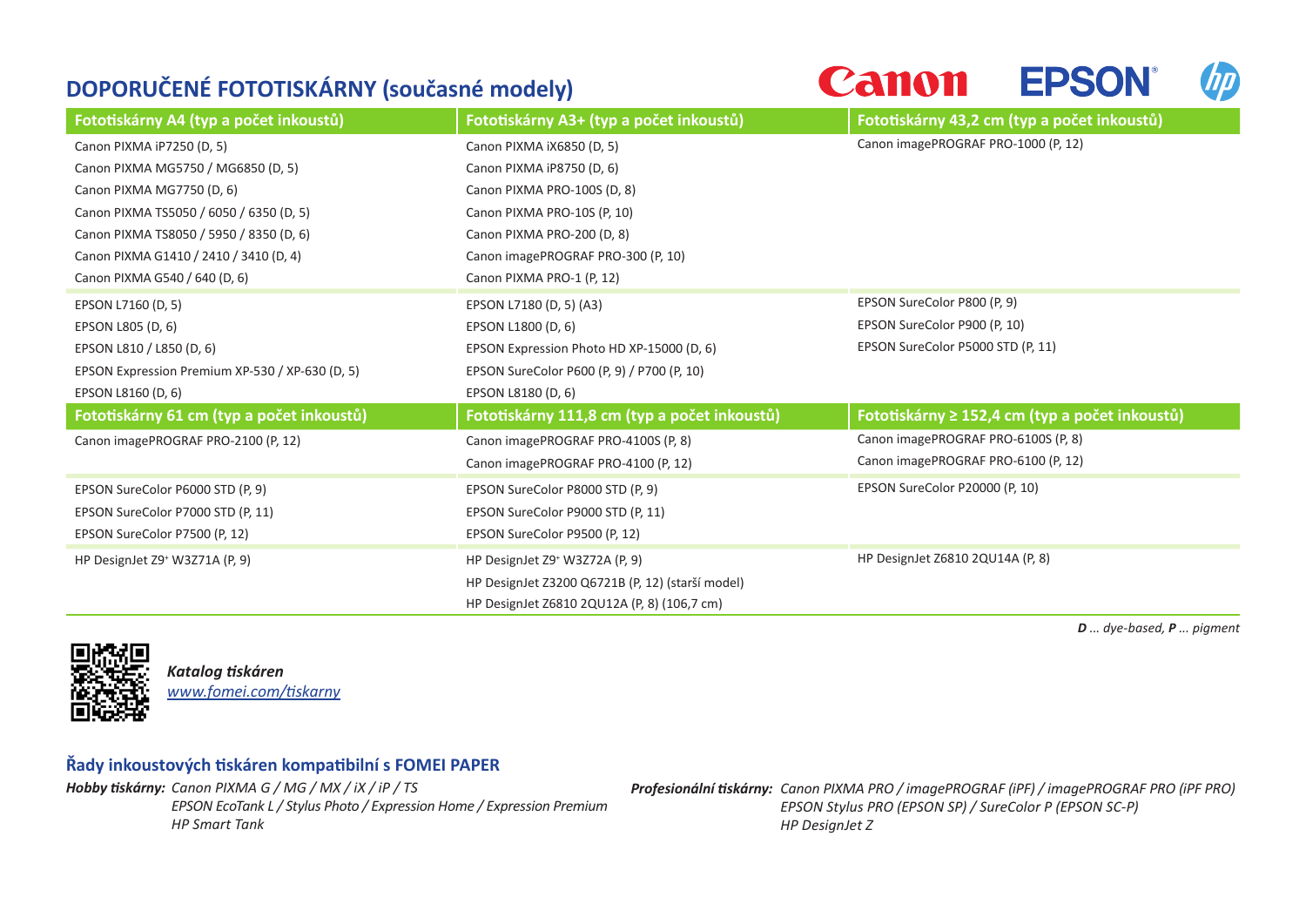## DOPORUČENÉ FOTOTISKÁRNY (současné modely)

Canon EPSON hp

| Fototiskárny A4 (typ a počet inkoustů) | Fototiskárny A3+ (typ a počet inkoustů) | Fototiskárny 43,2 cm (typ a počet inkoustů) |
|---|---|---|
| Canon PIXMA iP7250 (D, 5) | Canon PIXMA iX6850 (D, 5) | Canon imagePROGRAF PRO-1000 (P, 12) |
| Canon PIXMA MG5750 / MG6850 (D, 5) | Canon PIXMA iP8750 (D, 6) | |
| Canon PIXMA MG7750 (D, 6) | Canon PIXMA PRO-100S (D, 8) | |
| Canon PIXMA TS5050 / 6050 / 6350 (D, 5) | Canon PIXMA PRO-10S (P, 10) | |
| Canon PIXMA TS8050 / 5950 / 8350 (D, 6) | Canon PIXMA PRO-200 (D, 8) | |
| Canon PIXMA G1410 / 2410 / 3410 (D, 4) | Canon imagePROGRAF PRO-300 (P, 10) | |
| Canon PIXMA G540 / 640 (D, 6) | Canon PIXMA PRO-1 (P, 12) | |
| EPSON L7160 (D, 5) | EPSON L7180 (D, 5) (A3) | EPSON SureColor P800 (P, 9) |
| EPSON L805 (D, 6) | EPSON L1800 (D, 6) | EPSON SureColor P900 (P, 10) |
| EPSON L810 / L850 (D, 6) | EPSON Expression Photo HD XP-15000 (D, 6) | EPSON SureColor P5000 STD (P, 11) |
| EPSON Expression Premium XP-530 / XP-630 (D, 5) | EPSON SureColor P600 (P, 9) / P700 (P, 10) | |
| EPSON L8160 (D, 6) | EPSON L8180 (D, 6) | |
| **Fototiskárny 61 cm (typ a počet inkoustů)** | **Fototiskárny 111,8 cm (typ a počet inkoustů)** | **Fototiskárny ≥ 152,4 cm (typ a počet inkoustů)** |
| Canon imagePROGRAF PRO-2100 (P, 12) | Canon imagePROGRAF PRO-4100S (P, 8) | Canon imagePROGRAF PRO-6100S (P, 8) |
| | Canon imagePROGRAF PRO-4100 (P, 12) | Canon imagePROGRAF PRO-6100 (P, 12) |
| EPSON SureColor P6000 STD (P, 9) | EPSON SureColor P8000 STD (P, 9) | EPSON SureColor P20000 (P, 10) |
| EPSON SureColor P7000 STD (P, 11) | EPSON SureColor P9000 STD (P, 11) | |
| EPSON SureColor P7500 (P, 12) | EPSON SureColor P9500 (P, 12) | |
| HP DesignJet Z9+ W3Z71A (P, 9) | HP DesignJet Z9+ W3Z72A (P, 9) | HP DesignJet Z6810 2QU14A (P, 8) |
| | HP DesignJet Z3200 Q6721B (P, 12) (starší model) | |
| | HP DesignJet Z6810 2QU12A (P, 8) (106,7 cm) | |

***D** ... dye-based, **P** ... pigment*

***Katalog tiskáren***
*www.fomei.com/tiskarny*

### Řady inkoustových tiskáren kompatibilní s FOMEI PAPER

***Hobby tiskárny:*** *Canon PIXMA G / MG / MX / iX / iP / TS*
*EPSON EcoTank L / Stylus Photo / Expression Home / Expression Premium*
*HP Smart Tank*

***Profesionální tiskárny:*** *Canon PIXMA PRO / imagePROGRAF (iPF) / imagePROGRAF PRO (iPF PRO)*
*EPSON Stylus PRO (EPSON SP) / SureColor P (EPSON SC-P)*
*HP DesignJet Z*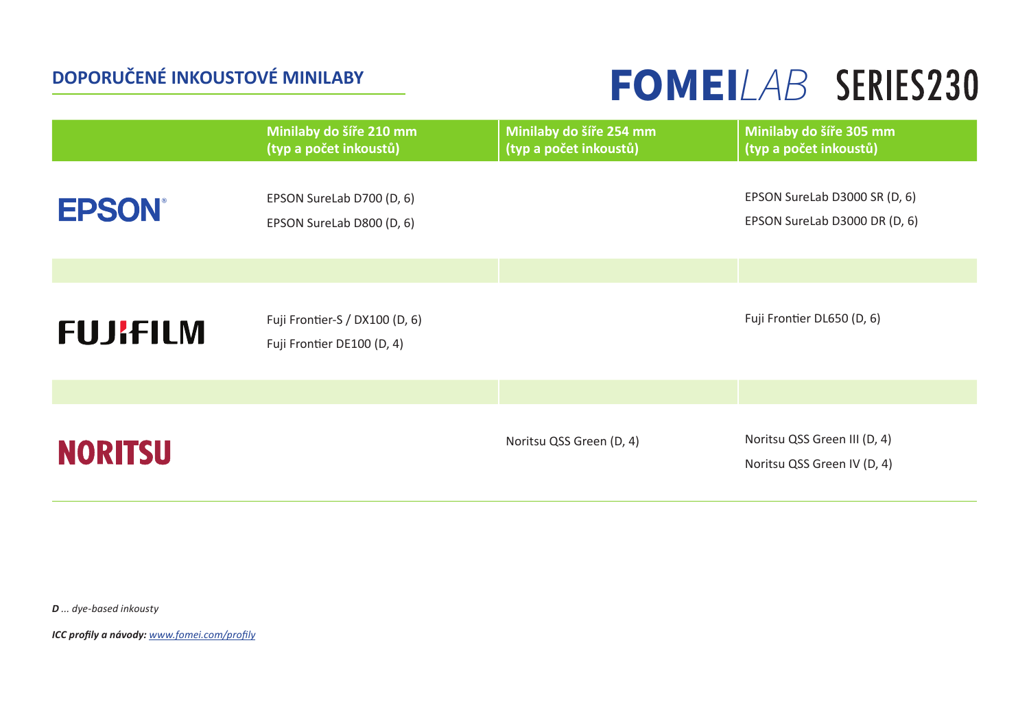## DOPORUČENÉ INKOUSTOVÉ MINILABY

# FOMEI*LAB* SERIES230

| | Minilaby do šíře 210 mm (typ a počet inkoustů) | Minilaby do šíře 254 mm (typ a počet inkoustů) | Minilaby do šíře 305 mm (typ a počet inkoustů) |
|---|---|---|---|
| EPSON | EPSON SureLab D700 (D, 6)<br>EPSON SureLab D800 (D, 6) | | EPSON SureLab D3000 SR (D, 6)<br>EPSON SureLab D3000 DR (D, 6) |
| FUJIFILM | Fuji Frontier-S / DX100 (D, 6)<br>Fuji Frontier DE100 (D, 4) | | Fuji Frontier DL650 (D, 6) |
| NORITSU | | Noritsu QSS Green (D, 4) | Noritsu QSS Green III (D, 4)<br>Noritsu QSS Green IV (D, 4) |

***D** ... dye-based inkousty*

***ICC profily a návody:** [www.fomei.com/profily](www.fomei.com/profily)*